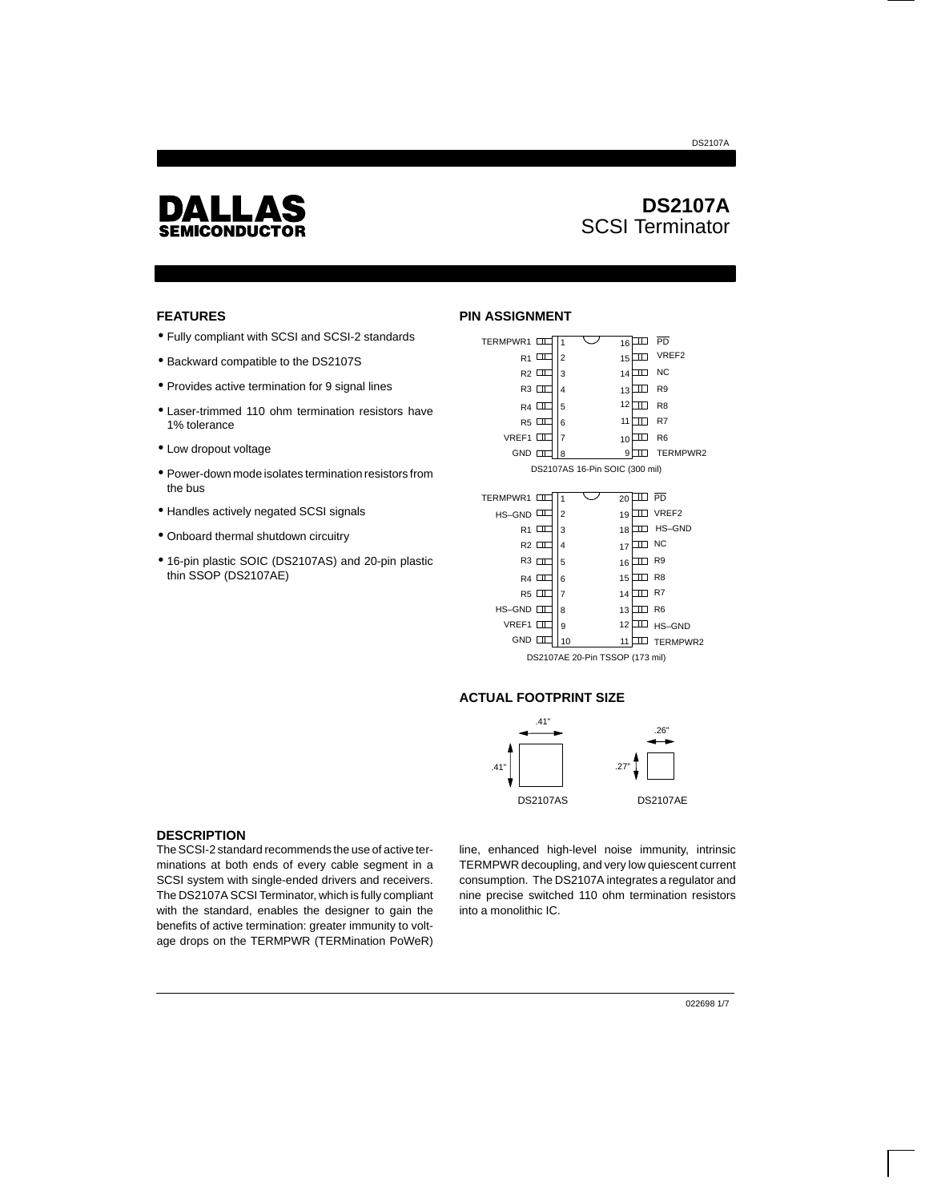# DALLAS SEMICONDUCTOR

# DS2107A
## SCSI Terminator

### FEATURES

- Fully compliant with SCSI and SCSI-2 standards
- Backward compatible to the DS2107S
- Provides active termination for 9 signal lines
- Laser-trimmed 110 ohm termination resistors have 1% tolerance
- Low dropout voltage
- Power-down mode isolates termination resistors from the bus
- Handles actively negated SCSI signals
- Onboard thermal shutdown circuitry
- 16-pin plastic SOIC (DS2107AS) and 20-pin plastic thin SSOP (DS2107AE)

### PIN ASSIGNMENT

| Pin | Name | Pin | Name |
|---|---|---|---|
| 1 | TERMPWR1 | 16 | $\overline{PD}$ |
| 2 | R1 | 15 | VREF2 |
| 3 | R2 | 14 | NC |
| 4 | R3 | 13 | R9 |
| 5 | R4 | 12 | R8 |
| 6 | R5 | 11 | R7 |
| 7 | VREF1 | 10 | R6 |
| 8 | GND | 9 | TERMPWR2 |

DS2107AS 16-Pin SOIC (300 mil)

| Pin | Name | Pin | Name |
|---|---|---|---|
| 1 | TERMPWR1 | 20 | $\overline{PD}$ |
| 2 | HS–GND | 19 | VREF2 |
| 3 | R1 | 18 | HS–GND |
| 4 | R2 | 17 | NC |
| 5 | R3 | 16 | R9 |
| 6 | R4 | 15 | R8 |
| 7 | R5 | 14 | R7 |
| 8 | HS–GND | 13 | R6 |
| 9 | VREF1 | 12 | HS–GND |
| 10 | GND | 11 | TERMPWR2 |

DS2107AE 20-Pin TSSOP (173 mil)

### ACTUAL FOOTPRINT SIZE

DS2107AS: .41" × .41"

DS2107AE: .26" × .27"

### DESCRIPTION

The SCSI-2 standard recommends the use of active terminations at both ends of every cable segment in a SCSI system with single-ended drivers and receivers. The DS2107A SCSI Terminator, which is fully compliant with the standard, enables the designer to gain the benefits of active termination: greater immunity to voltage drops on the TERMPWR (TERMination PoWeR) line, enhanced high-level noise immunity, intrinsic TERMPWR decoupling, and very low quiescent current consumption. The DS2107A integrates a regulator and nine precise switched 110 ohm termination resistors into a monolithic IC.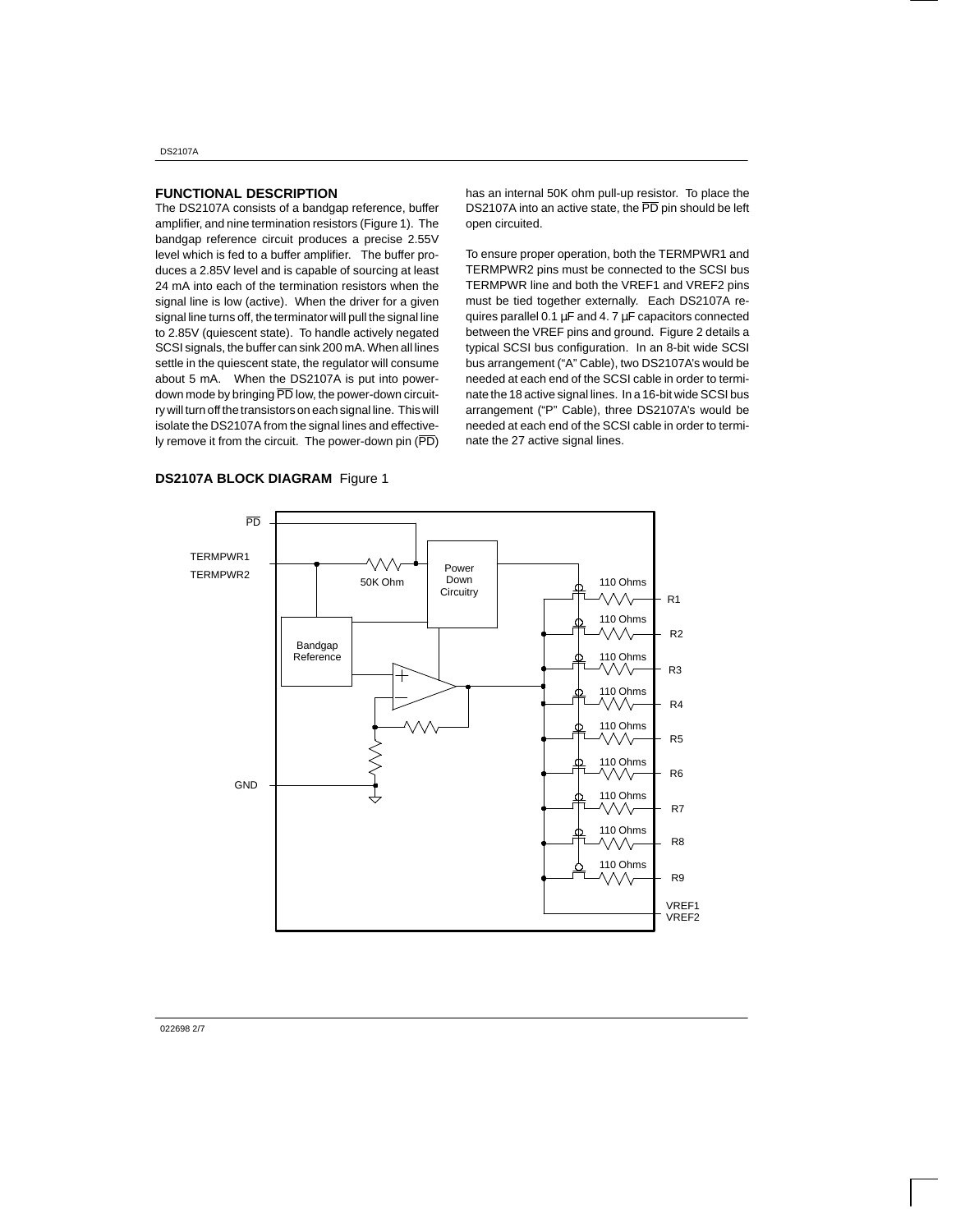## FUNCTIONAL DESCRIPTION

The DS2107A consists of a bandgap reference, buffer amplifier, and nine termination resistors (Figure 1). The bandgap reference circuit produces a precise 2.55V level which is fed to a buffer amplifier. The buffer produces a 2.85V level and is capable of sourcing at least 24 mA into each of the termination resistors when the signal line is low (active). When the driver for a given signal line turns off, the terminator will pull the signal line to 2.85V (quiescent state). To handle actively negated SCSI signals, the buffer can sink 200 mA. When all lines settle in the quiescent state, the regulator will consume about 5 mA. When the DS2107A is put into power-down mode by bringing $\overline{PD}$ low, the power-down circuitry will turn off the transistors on each signal line. This will isolate the DS2107A from the signal lines and effectively remove it from the circuit. The power-down pin ($\overline{PD}$) has an internal 50K ohm pull-up resistor. To place the DS2107A into an active state, the $\overline{PD}$ pin should be left open circuited.

To ensure proper operation, both the TERMPWR1 and TERMPWR2 pins must be connected to the SCSI bus TERMPWR line and both the VREF1 and VREF2 pins must be tied together externally. Each DS2107A requires parallel 0.1 μF and 4. 7 μF capacitors connected between the VREF pins and ground. Figure 2 details a typical SCSI bus configuration. In an 8-bit wide SCSI bus arrangement ("A" Cable), two DS2107A's would be needed at each end of the SCSI cable in order to terminate the 18 active signal lines. In a 16-bit wide SCSI bus arrangement ("P" Cable), three DS2107A's would be needed at each end of the SCSI cable in order to terminate the 27 active signal lines.

**DS2107A BLOCK DIAGRAM** Figure 1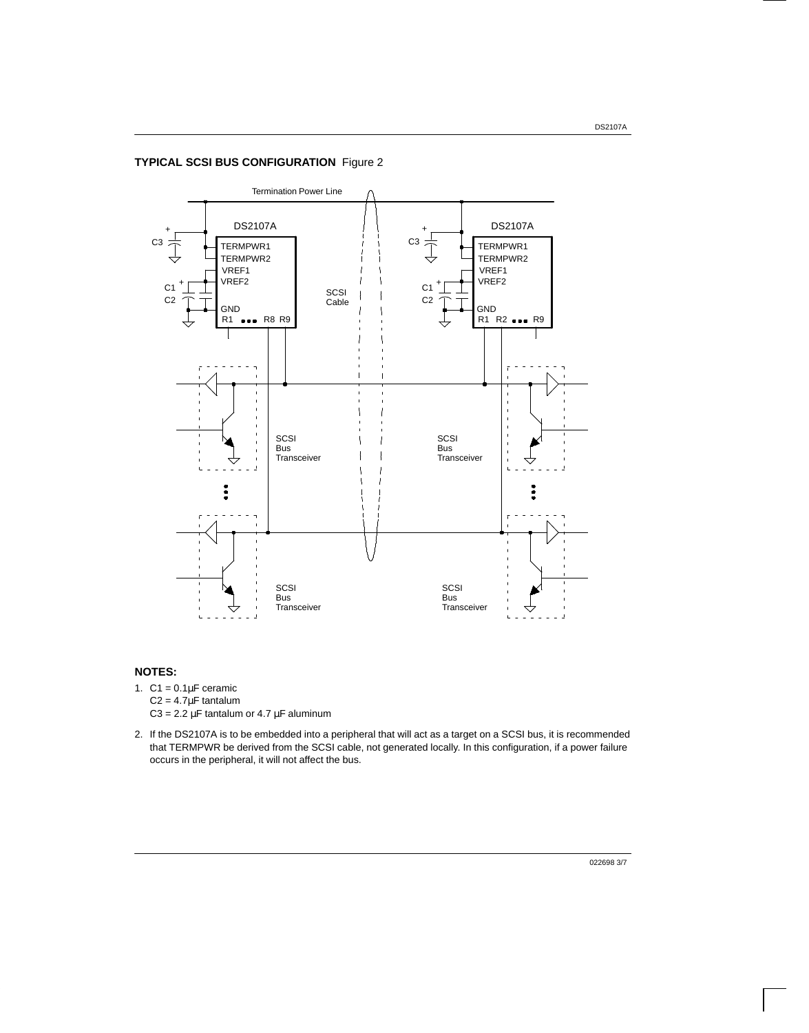**TYPICAL SCSI BUS CONFIGURATION** Figure 2

**NOTES:**

1. C1 = 0.1μF ceramic
   C2 = 4.7μF tantalum
   C3 = 2.2 μF tantalum or 4.7 μF aluminum
2. If the DS2107A is to be embedded into a peripheral that will act as a target on a SCSI bus, it is recommended that TERMPWR be derived from the SCSI cable, not generated locally. In this configuration, if a power failure occurs in the peripheral, it will not affect the bus.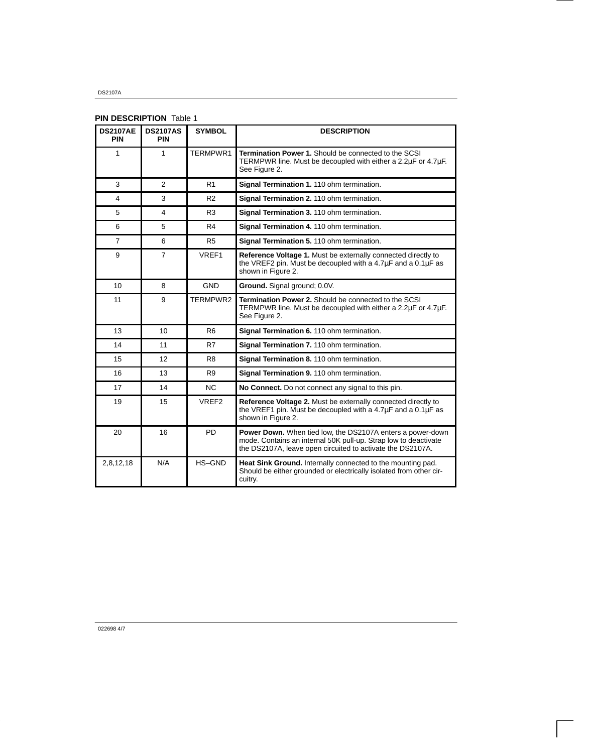**PIN DESCRIPTION** Table 1

| DS2107AE PIN | DS2107AS PIN | SYMBOL | DESCRIPTION |
|---|---|---|---|
| 1 | 1 | TERMPWR1 | **Termination Power 1.** Should be connected to the SCSI TERMPWR line. Must be decoupled with either a 2.2μF or 4.7μF. See Figure 2. |
| 3 | 2 | R1 | **Signal Termination 1.** 110 ohm termination. |
| 4 | 3 | R2 | **Signal Termination 2.** 110 ohm termination. |
| 5 | 4 | R3 | **Signal Termination 3.** 110 ohm termination. |
| 6 | 5 | R4 | **Signal Termination 4.** 110 ohm termination. |
| 7 | 6 | R5 | **Signal Termination 5.** 110 ohm termination. |
| 9 | 7 | VREF1 | **Reference Voltage 1.** Must be externally connected directly to the VREF2 pin. Must be decoupled with a 4.7μF and a 0.1μF as shown in Figure 2. |
| 10 | 8 | GND | **Ground.** Signal ground; 0.0V. |
| 11 | 9 | TERMPWR2 | **Termination Power 2.** Should be connected to the SCSI TERMPWR line. Must be decoupled with either a 2.2μF or 4.7μF. See Figure 2. |
| 13 | 10 | R6 | **Signal Termination 6.** 110 ohm termination. |
| 14 | 11 | R7 | **Signal Termination 7.** 110 ohm termination. |
| 15 | 12 | R8 | **Signal Termination 8.** 110 ohm termination. |
| 16 | 13 | R9 | **Signal Termination 9.** 110 ohm termination. |
| 17 | 14 | NC | **No Connect.** Do not connect any signal to this pin. |
| 19 | 15 | VREF2 | **Reference Voltage 2.** Must be externally connected directly to the VREF1 pin. Must be decoupled with a 4.7μF and a 0.1μF as shown in Figure 2. |
| 20 | 16 | PD | **Power Down.** When tied low, the DS2107A enters a power-down mode. Contains an internal 50K pull-up. Strap low to deactivate the DS2107A, leave open circuited to activate the DS2107A. |
| 2,8,12,18 | N/A | HS–GND | **Heat Sink Ground.** Internally connected to the mounting pad. Should be either grounded or electrically isolated from other circuitry. |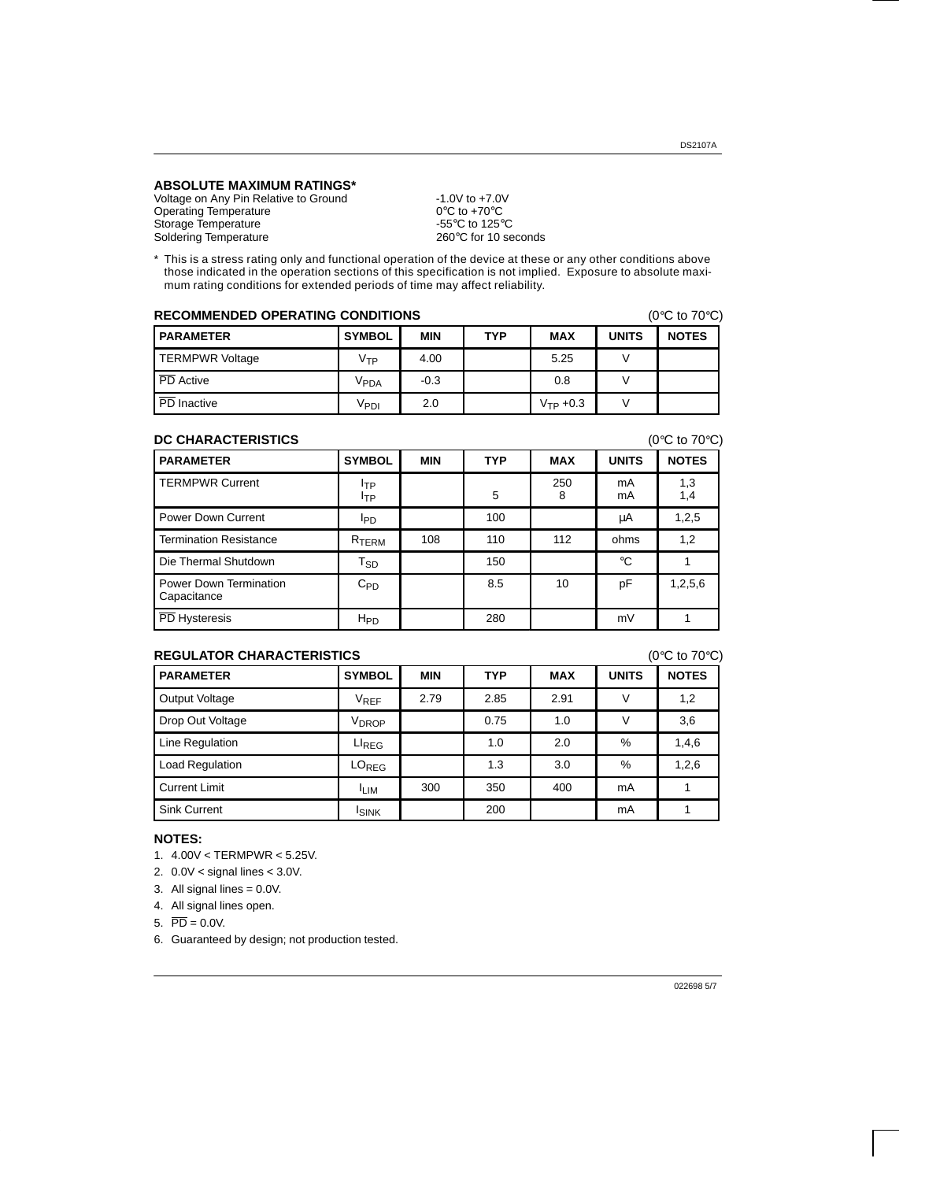## ABSOLUTE MAXIMUM RATINGS*

| | |
|---|---|
| Voltage on Any Pin Relative to Ground | -1.0V to +7.0V |
| Operating Temperature | 0°C to +70°C |
| Storage Temperature | -55°C to 125°C |
| Soldering Temperature | 260°C for 10 seconds |

\* This is a stress rating only and functional operation of the device at these or any other conditions above those indicated in the operation sections of this specification is not implied. Exposure to absolute maximum rating conditions for extended periods of time may affect reliability.

## RECOMMENDED OPERATING CONDITIONS

(0°C to 70°C)

| PARAMETER | SYMBOL | MIN | TYP | MAX | UNITS | NOTES |
|---|---|---|---|---|---|---|
| TERMPWR Voltage | $V_{TP}$ | 4.00 | | 5.25 | V | |
| $\overline{PD}$ Active | $V_{PDA}$ | -0.3 | | 0.8 | V | |
| $\overline{PD}$ Inactive | $V_{PDI}$ | 2.0 | | $V_{TP}$ +0.3 | V | |

## DC CHARACTERISTICS

(0°C to 70°C)

| PARAMETER | SYMBOL | MIN | TYP | MAX | UNITS | NOTES |
|---|---|---|---|---|---|---|
| TERMPWR Current | $I_{TP}$ | | | 250 | mA | 1,3 |
| | $I_{TP}$ | | 5 | 8 | mA | 1,4 |
| Power Down Current | $I_{PD}$ | | 100 | | µA | 1,2,5 |
| Termination Resistance | $R_{TERM}$ | 108 | 110 | 112 | ohms | 1,2 |
| Die Thermal Shutdown | $T_{SD}$ | | 150 | | °C | 1 |
| Power Down Termination Capacitance | $C_{PD}$ | | 8.5 | 10 | pF | 1,2,5,6 |
| $\overline{PD}$ Hysteresis | $H_{PD}$ | | 280 | | mV | 1 |

## REGULATOR CHARACTERISTICS

(0°C to 70°C)

| PARAMETER | SYMBOL | MIN | TYP | MAX | UNITS | NOTES |
|---|---|---|---|---|---|---|
| Output Voltage | $V_{REF}$ | 2.79 | 2.85 | 2.91 | V | 1,2 |
| Drop Out Voltage | $V_{DROP}$ | | 0.75 | 1.0 | V | 3,6 |
| Line Regulation | $LI_{REG}$ | | 1.0 | 2.0 | % | 1,4,6 |
| Load Regulation | $LO_{REG}$ | | 1.3 | 3.0 | % | 1,2,6 |
| Current Limit | $I_{LIM}$ | 300 | 350 | 400 | mA | 1 |
| Sink Current | $I_{SINK}$ | | 200 | | mA | 1 |

## NOTES:

1. 4.00V < TERMPWR < 5.25V.
2. 0.0V < signal lines < 3.0V.
3. All signal lines = 0.0V.
4. All signal lines open.
5. $\overline{PD}$ = 0.0V.
6. Guaranteed by design; not production tested.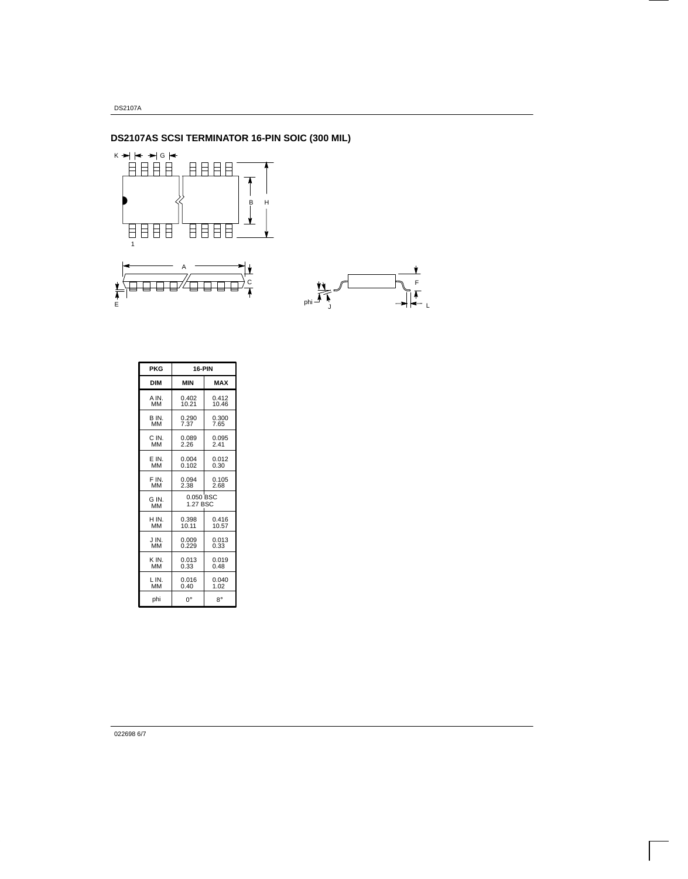## DS2107AS SCSI TERMINATOR 16-PIN SOIC (300 MIL)

| PKG | 16-PIN | |
|---|---|---|
| DIM | MIN | MAX |
| A IN.<br>MM | 0.402<br>10.21 | 0.412<br>10.46 |
| B IN.<br>MM | 0.290<br>7.37 | 0.300<br>7.65 |
| C IN.<br>MM | 0.089<br>2.26 | 0.095<br>2.41 |
| E IN.<br>MM | 0.004<br>0.102 | 0.012<br>0.30 |
| F IN.<br>MM | 0.094<br>2.38 | 0.105<br>2.68 |
| G IN.<br>MM | 0.050 BSC<br>1.27 BSC | |
| H IN.<br>MM | 0.398<br>10.11 | 0.416<br>10.57 |
| J IN.<br>MM | 0.009<br>0.229 | 0.013<br>0.33 |
| K IN.<br>MM | 0.013<br>0.33 | 0.019<br>0.48 |
| L IN.<br>MM | 0.016<br>0.40 | 0.040<br>1.02 |
| phi | 0° | 8° |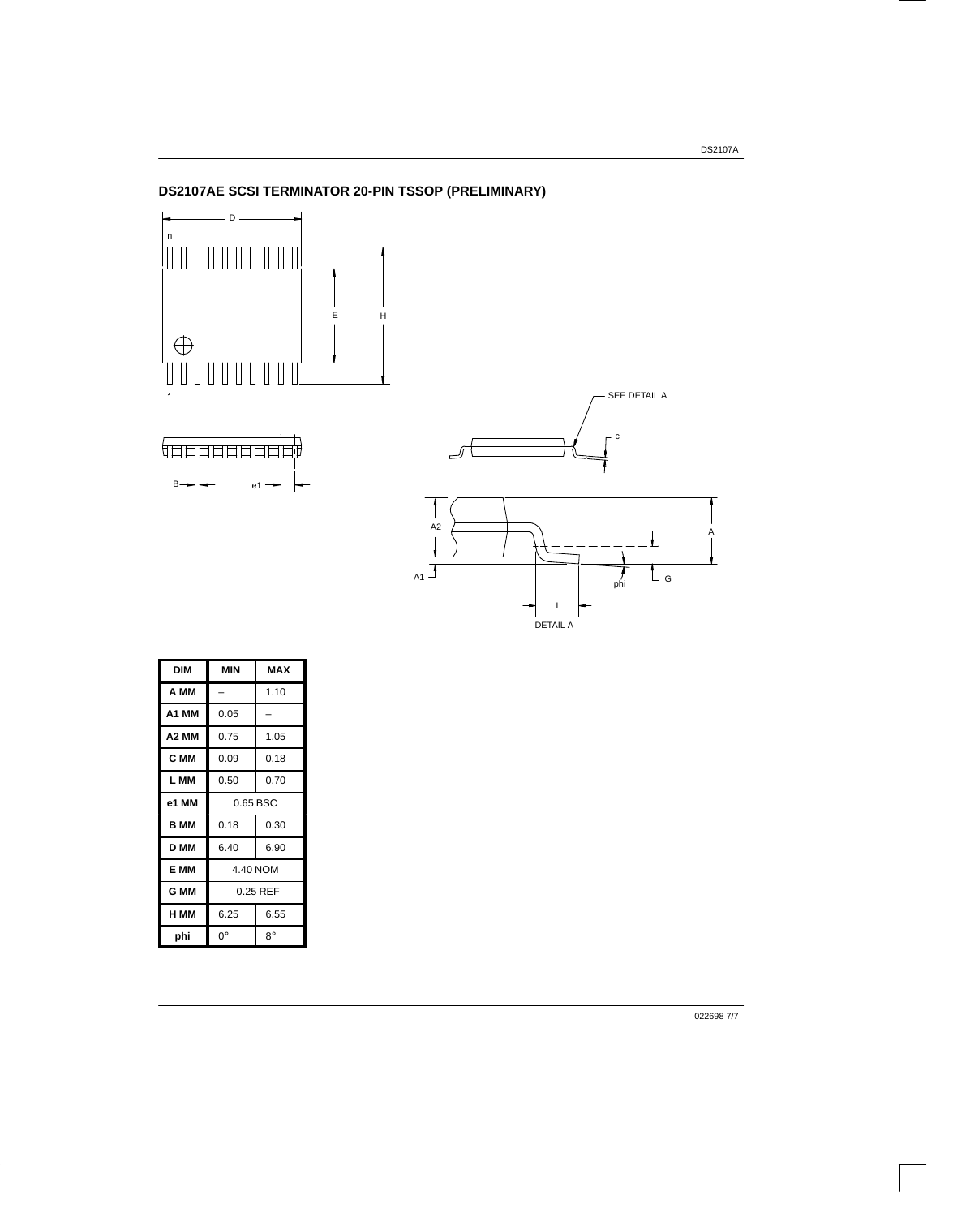## DS2107AE SCSI TERMINATOR 20-PIN TSSOP (PRELIMINARY)

D

n

E

H

1

SEE DETAIL A

c

B

e1

A2

A

A1

phi

G

L

DETAIL A

| DIM | MIN | MAX |
|---|---|---|
| A MM | – | 1.10 |
| A1 MM | 0.05 | – |
| A2 MM | 0.75 | 1.05 |
| C MM | 0.09 | 0.18 |
| L MM | 0.50 | 0.70 |
| e1 MM | 0.65 BSC | |
| B MM | 0.18 | 0.30 |
| D MM | 6.40 | 6.90 |
| E MM | 4.40 NOM | |
| G MM | 0.25 REF | |
| H MM | 6.25 | 6.55 |
| phi | 0° | 8° |